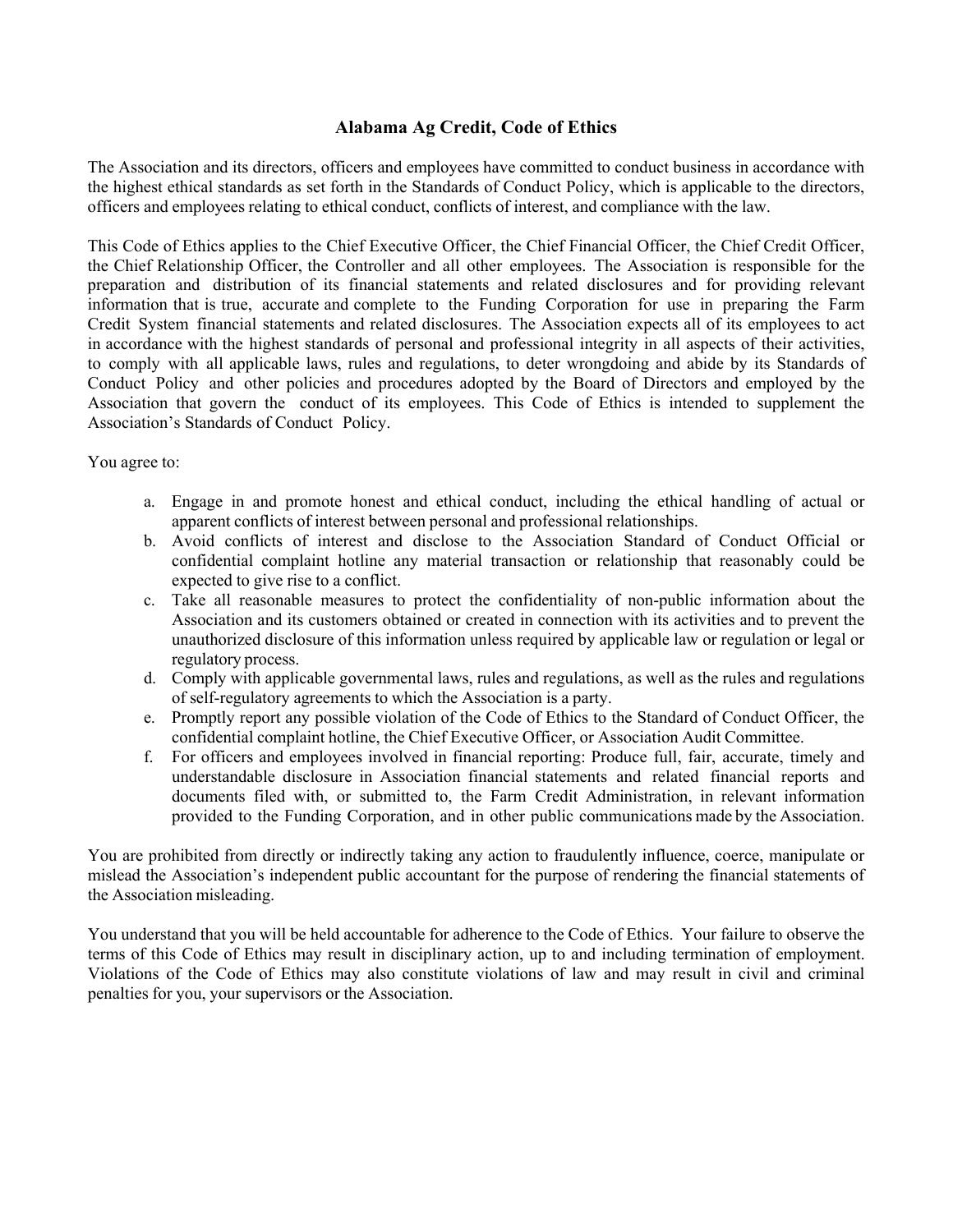# Alabama Ag Credit, Code of Ethics

The Association and its directors, officers and employees have committed to conduct business in accordance with the highest ethical standards as set forth in the Standards of Conduct Policy, which is applicable to the directors, officers and employees relating to ethical conduct, conflicts of interest, and compliance with the law.

This Code of Ethics applies to the Chief Executive Officer, the Chief Financial Officer, the Chief Credit Officer, the Chief Relationship Officer, the Controller and all other employees. The Association is responsible for the preparation and distribution of its financial statements and related disclosures and for providing relevant information that is true, accurate and complete to the Funding Corporation for use in preparing the Farm Credit System financial statements and related disclosures. The Association expects all of its employees to act in accordance with the highest standards of personal and professional integrity in all aspects of their activities, to comply with all applicable laws, rules and regulations, to deter wrongdoing and abide by its Standards of Conduct Policy and other policies and procedures adopted by the Board of Directors and employed by the Association that govern the conduct of its employees. This Code of Ethics is intended to supplement the Association's Standards of Conduct Policy.

You agree to:

a. Engage in and promote honest and ethical conduct, including the ethical handling of actual or apparent conflicts of interest between personal and professional relationships.
b. Avoid conflicts of interest and disclose to the Association Standard of Conduct Official or confidential complaint hotline any material transaction or relationship that reasonably could be expected to give rise to a conflict.
c. Take all reasonable measures to protect the confidentiality of non-public information about the Association and its customers obtained or created in connection with its activities and to prevent the unauthorized disclosure of this information unless required by applicable law or regulation or legal or regulatory process.
d. Comply with applicable governmental laws, rules and regulations, as well as the rules and regulations of self-regulatory agreements to which the Association is a party.
e. Promptly report any possible violation of the Code of Ethics to the Standard of Conduct Officer, the confidential complaint hotline, the Chief Executive Officer, or Association Audit Committee.
f. For officers and employees involved in financial reporting: Produce full, fair, accurate, timely and understandable disclosure in Association financial statements and related financial reports and documents filed with, or submitted to, the Farm Credit Administration, in relevant information provided to the Funding Corporation, and in other public communications made by the Association.

You are prohibited from directly or indirectly taking any action to fraudulently influence, coerce, manipulate or mislead the Association's independent public accountant for the purpose of rendering the financial statements of the Association misleading.

You understand that you will be held accountable for adherence to the Code of Ethics. Your failure to observe the terms of this Code of Ethics may result in disciplinary action, up to and including termination of employment. Violations of the Code of Ethics may also constitute violations of law and may result in civil and criminal penalties for you, your supervisors or the Association.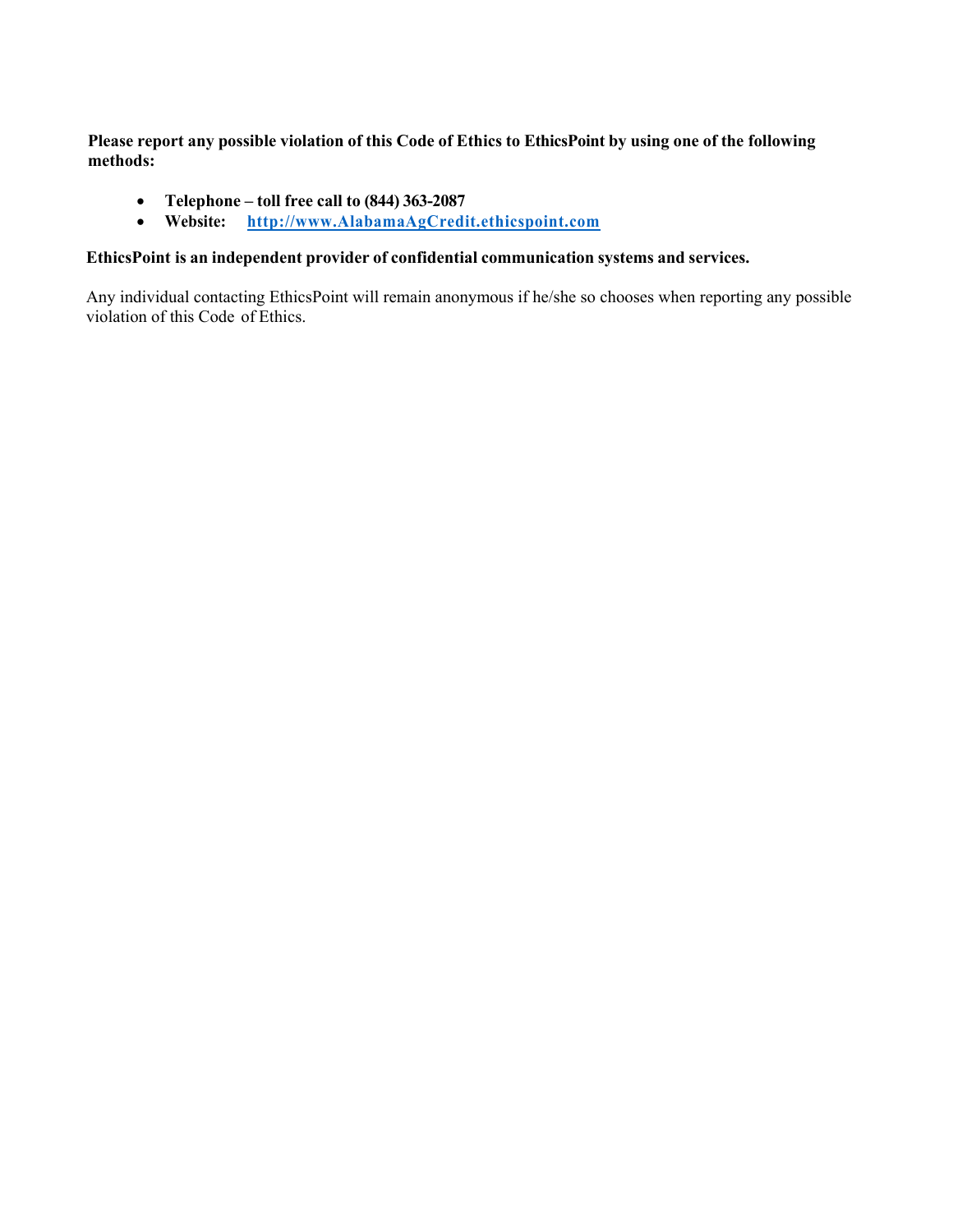**Please report any possible violation of this Code of Ethics to EthicsPoint by using one of the following methods:**

- **Telephone – toll free call to (844) 363-2087**
- **Website: [http://www.AlabamaAgCredit.ethicspoint.com](http://www.AlabamaAgCredit.ethicspoint.com)**

**EthicsPoint is an independent provider of confidential communication systems and services.**

Any individual contacting EthicsPoint will remain anonymous if he/she so chooses when reporting any possible violation of this Code of Ethics.